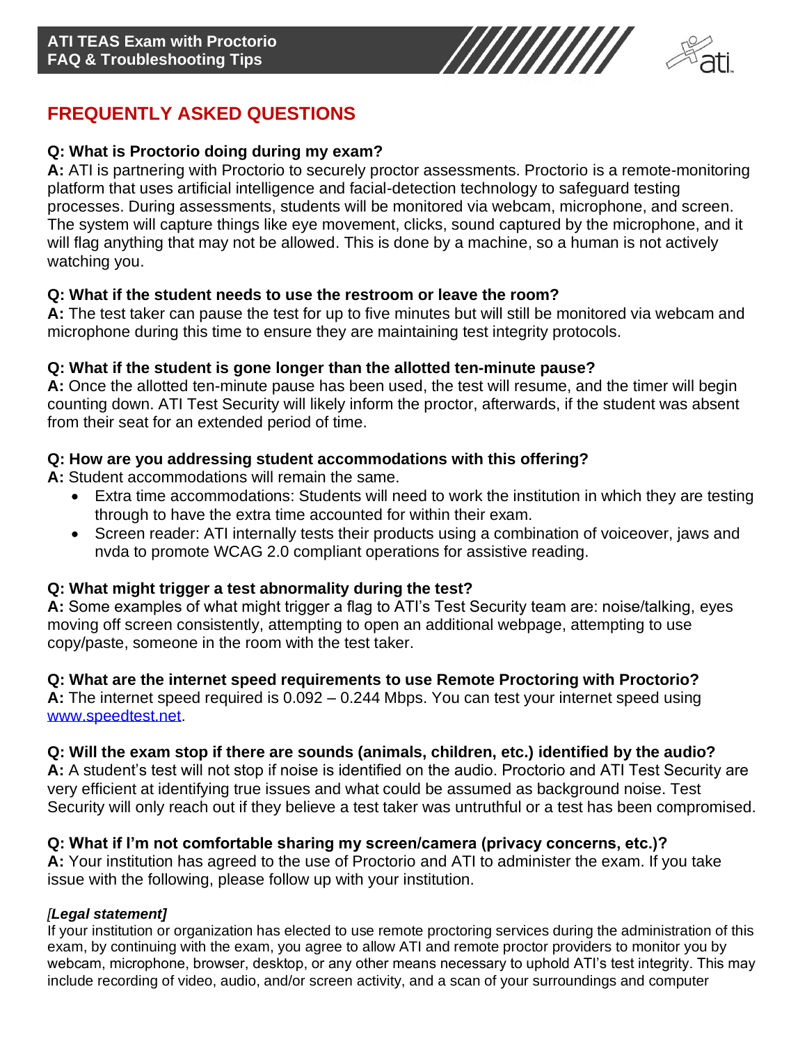**ATI TEAS Exam with Proctorio**
**FAQ & Troubleshooting Tips**

# FREQUENTLY ASKED QUESTIONS

**Q: What is Proctorio doing during my exam?**
**A:** ATI is partnering with Proctorio to securely proctor assessments. Proctorio is a remote-monitoring platform that uses artificial intelligence and facial-detection technology to safeguard testing processes. During assessments, students will be monitored via webcam, microphone, and screen. The system will capture things like eye movement, clicks, sound captured by the microphone, and it will flag anything that may not be allowed. This is done by a machine, so a human is not actively watching you.

**Q: What if the student needs to use the restroom or leave the room?**
**A:** The test taker can pause the test for up to five minutes but will still be monitored via webcam and microphone during this time to ensure they are maintaining test integrity protocols.

**Q: What if the student is gone longer than the allotted ten-minute pause?**
**A:** Once the allotted ten-minute pause has been used, the test will resume, and the timer will begin counting down. ATI Test Security will likely inform the proctor, afterwards, if the student was absent from their seat for an extended period of time.

**Q: How are you addressing student accommodations with this offering?**
**A:** Student accommodations will remain the same.

- Extra time accommodations: Students will need to work the institution in which they are testing through to have the extra time accounted for within their exam.
- Screen reader: ATI internally tests their products using a combination of voiceover, jaws and nvda to promote WCAG 2.0 compliant operations for assistive reading.

**Q: What might trigger a test abnormality during the test?**
**A:** Some examples of what might trigger a flag to ATI's Test Security team are: noise/talking, eyes moving off screen consistently, attempting to open an additional webpage, attempting to use copy/paste, someone in the room with the test taker.

**Q: What are the internet speed requirements to use Remote Proctoring with Proctorio?**
**A:** The internet speed required is 0.092 – 0.244 Mbps. You can test your internet speed using [www.speedtest.net](www.speedtest.net).

**Q: Will the exam stop if there are sounds (animals, children, etc.) identified by the audio?**
**A:** A student's test will not stop if noise is identified on the audio. Proctorio and ATI Test Security are very efficient at identifying true issues and what could be assumed as background noise. Test Security will only reach out if they believe a test taker was untruthful or a test has been compromised.

**Q: What if I'm not comfortable sharing my screen/camera (privacy concerns, etc.)?**
**A:** Your institution has agreed to the use of Proctorio and ATI to administer the exam. If you take issue with the following, please follow up with your institution.

*[**Legal statement]***
If your institution or organization has elected to use remote proctoring services during the administration of this exam, by continuing with the exam, you agree to allow ATI and remote proctor providers to monitor you by webcam, microphone, browser, desktop, or any other means necessary to uphold ATI's test integrity. This may include recording of video, audio, and/or screen activity, and a scan of your surroundings and computer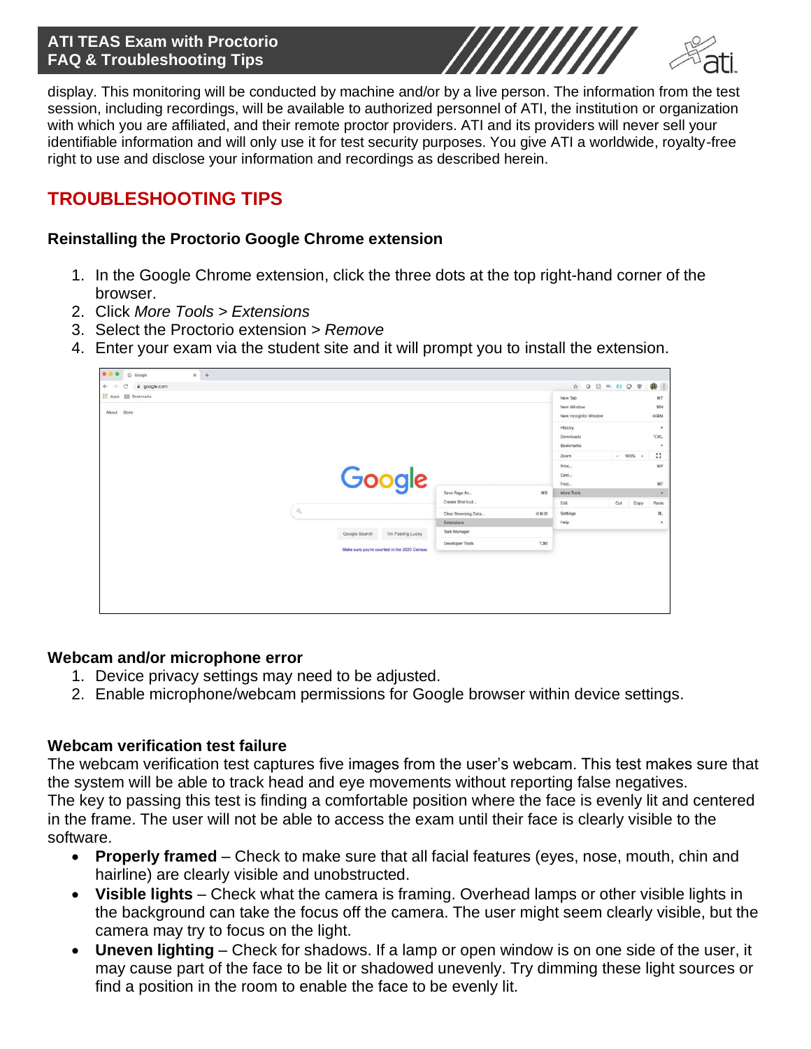display. This monitoring will be conducted by machine and/or by a live person. The information from the test session, including recordings, will be available to authorized personnel of ATI, the institution or organization with which you are affiliated, and their remote proctor providers. ATI and its providers will never sell your identifiable information and will only use it for test security purposes. You give ATI a worldwide, royalty-free right to use and disclose your information and recordings as described herein.

## TROUBLESHOOTING TIPS

### Reinstalling the Proctorio Google Chrome extension

1. In the Google Chrome extension, click the three dots at the top right-hand corner of the browser.
2. Click *More Tools* > *Extensions*
3. Select the Proctorio extension > *Remove*
4. Enter your exam via the student site and it will prompt you to install the extension.

### Webcam and/or microphone error

1. Device privacy settings may need to be adjusted.
2. Enable microphone/webcam permissions for Google browser within device settings.

### Webcam verification test failure

The webcam verification test captures five images from the user's webcam. This test makes sure that the system will be able to track head and eye movements without reporting false negatives.
The key to passing this test is finding a comfortable position where the face is evenly lit and centered in the frame. The user will not be able to access the exam until their face is clearly visible to the software.

- **Properly framed** – Check to make sure that all facial features (eyes, nose, mouth, chin and hairline) are clearly visible and unobstructed.
- **Visible lights** – Check what the camera is framing. Overhead lamps or other visible lights in the background can take the focus off the camera. The user might seem clearly visible, but the camera may try to focus on the light.
- **Uneven lighting** – Check for shadows. If a lamp or open window is on one side of the user, it may cause part of the face to be lit or shadowed unevenly. Try dimming these light sources or find a position in the room to enable the face to be evenly lit.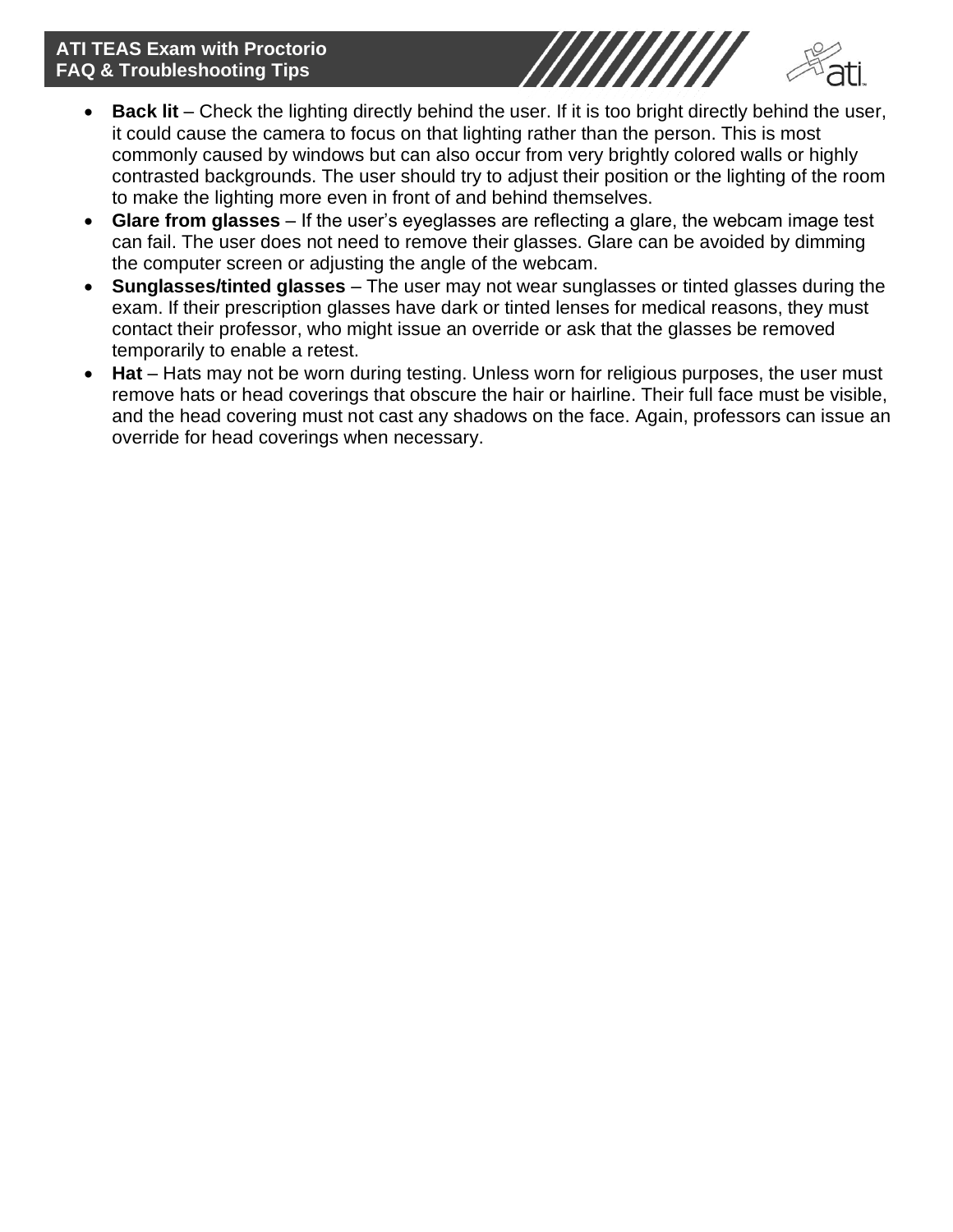- **Back lit** – Check the lighting directly behind the user. If it is too bright directly behind the user, it could cause the camera to focus on that lighting rather than the person. This is most commonly caused by windows but can also occur from very brightly colored walls or highly contrasted backgrounds. The user should try to adjust their position or the lighting of the room to make the lighting more even in front of and behind themselves.
- **Glare from glasses** – If the user's eyeglasses are reflecting a glare, the webcam image test can fail. The user does not need to remove their glasses. Glare can be avoided by dimming the computer screen or adjusting the angle of the webcam.
- **Sunglasses/tinted glasses** – The user may not wear sunglasses or tinted glasses during the exam. If their prescription glasses have dark or tinted lenses for medical reasons, they must contact their professor, who might issue an override or ask that the glasses be removed temporarily to enable a retest.
- **Hat** – Hats may not be worn during testing. Unless worn for religious purposes, the user must remove hats or head coverings that obscure the hair or hairline. Their full face must be visible, and the head covering must not cast any shadows on the face. Again, professors can issue an override for head coverings when necessary.